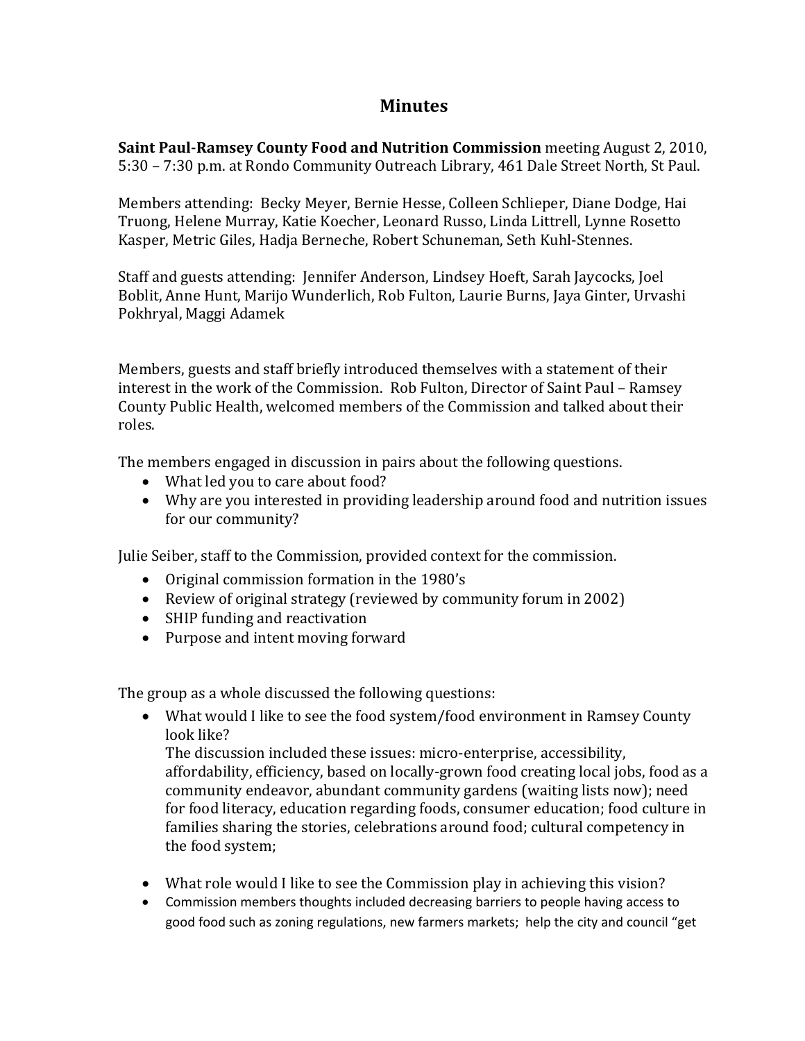# Minutes

**Saint Paul-Ramsey County Food and Nutrition Commission** meeting August 2, 2010, 5:30 – 7:30 p.m. at Rondo Community Outreach Library, 461 Dale Street North, St Paul.

Members attending: Becky Meyer, Bernie Hesse, Colleen Schlieper, Diane Dodge, Hai Truong, Helene Murray, Katie Koecher, Leonard Russo, Linda Littrell, Lynne Rosetto Kasper, Metric Giles, Hadja Berneche, Robert Schuneman, Seth Kuhl-Stennes.

Staff and guests attending: Jennifer Anderson, Lindsey Hoeft, Sarah Jaycocks, Joel Boblit, Anne Hunt, Marijo Wunderlich, Rob Fulton, Laurie Burns, Jaya Ginter, Urvashi Pokhryal, Maggi Adamek

Members, guests and staff briefly introduced themselves with a statement of their interest in the work of the Commission. Rob Fulton, Director of Saint Paul – Ramsey County Public Health, welcomed members of the Commission and talked about their roles.

The members engaged in discussion in pairs about the following questions.

- What led you to care about food?
- Why are you interested in providing leadership around food and nutrition issues for our community?

Julie Seiber, staff to the Commission, provided context for the commission.

- Original commission formation in the 1980's
- Review of original strategy (reviewed by community forum in 2002)
- SHIP funding and reactivation
- Purpose and intent moving forward

The group as a whole discussed the following questions:

- What would I like to see the food system/food environment in Ramsey County look like?
  The discussion included these issues: micro-enterprise, accessibility, affordability, efficiency, based on locally-grown food creating local jobs, food as a community endeavor, abundant community gardens (waiting lists now); need for food literacy, education regarding foods, consumer education; food culture in families sharing the stories, celebrations around food; cultural competency in the food system;

- What role would I like to see the Commission play in achieving this vision?
- Commission members thoughts included decreasing barriers to people having access to good food such as zoning regulations, new farmers markets; help the city and council "get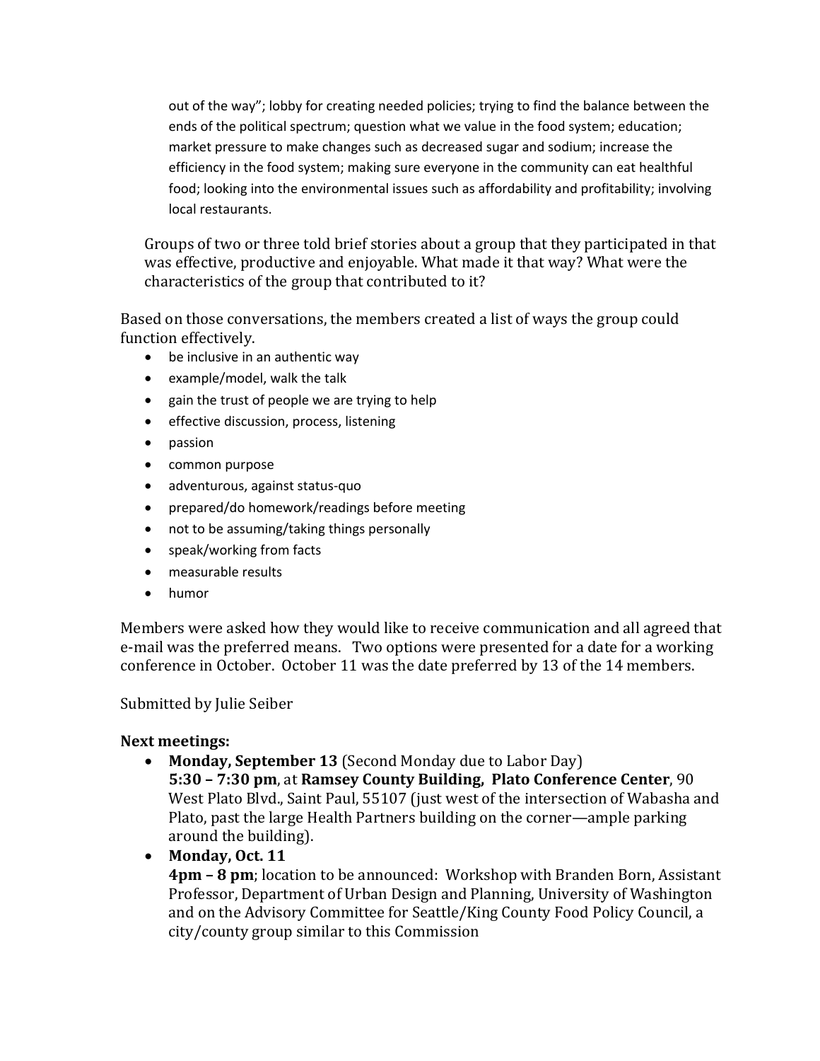out of the way"; lobby for creating needed policies; trying to find the balance between the ends of the political spectrum; question what we value in the food system; education; market pressure to make changes such as decreased sugar and sodium; increase the efficiency in the food system; making sure everyone in the community can eat healthful food; looking into the environmental issues such as affordability and profitability; involving local restaurants.

Groups of two or three told brief stories about a group that they participated in that was effective, productive and enjoyable. What made it that way? What were the characteristics of the group that contributed to it?

Based on those conversations, the members created a list of ways the group could function effectively.

- be inclusive in an authentic way
- example/model, walk the talk
- gain the trust of people we are trying to help
- effective discussion, process, listening
- passion
- common purpose
- adventurous, against status-quo
- prepared/do homework/readings before meeting
- not to be assuming/taking things personally
- speak/working from facts
- measurable results
- humor

Members were asked how they would like to receive communication and all agreed that e-mail was the preferred means. Two options were presented for a date for a working conference in October. October 11 was the date preferred by 13 of the 14 members.

Submitted by Julie Seiber

**Next meetings:**

- **Monday, September 13** (Second Monday due to Labor Day)
  **5:30 – 7:30 pm**, at **Ramsey County Building, Plato Conference Center**, 90 West Plato Blvd., Saint Paul, 55107 (just west of the intersection of Wabasha and Plato, past the large Health Partners building on the corner—ample parking around the building).
- **Monday, Oct. 11**
  **4pm – 8 pm**; location to be announced: Workshop with Branden Born, Assistant Professor, Department of Urban Design and Planning, University of Washington and on the Advisory Committee for Seattle/King County Food Policy Council, a city/county group similar to this Commission